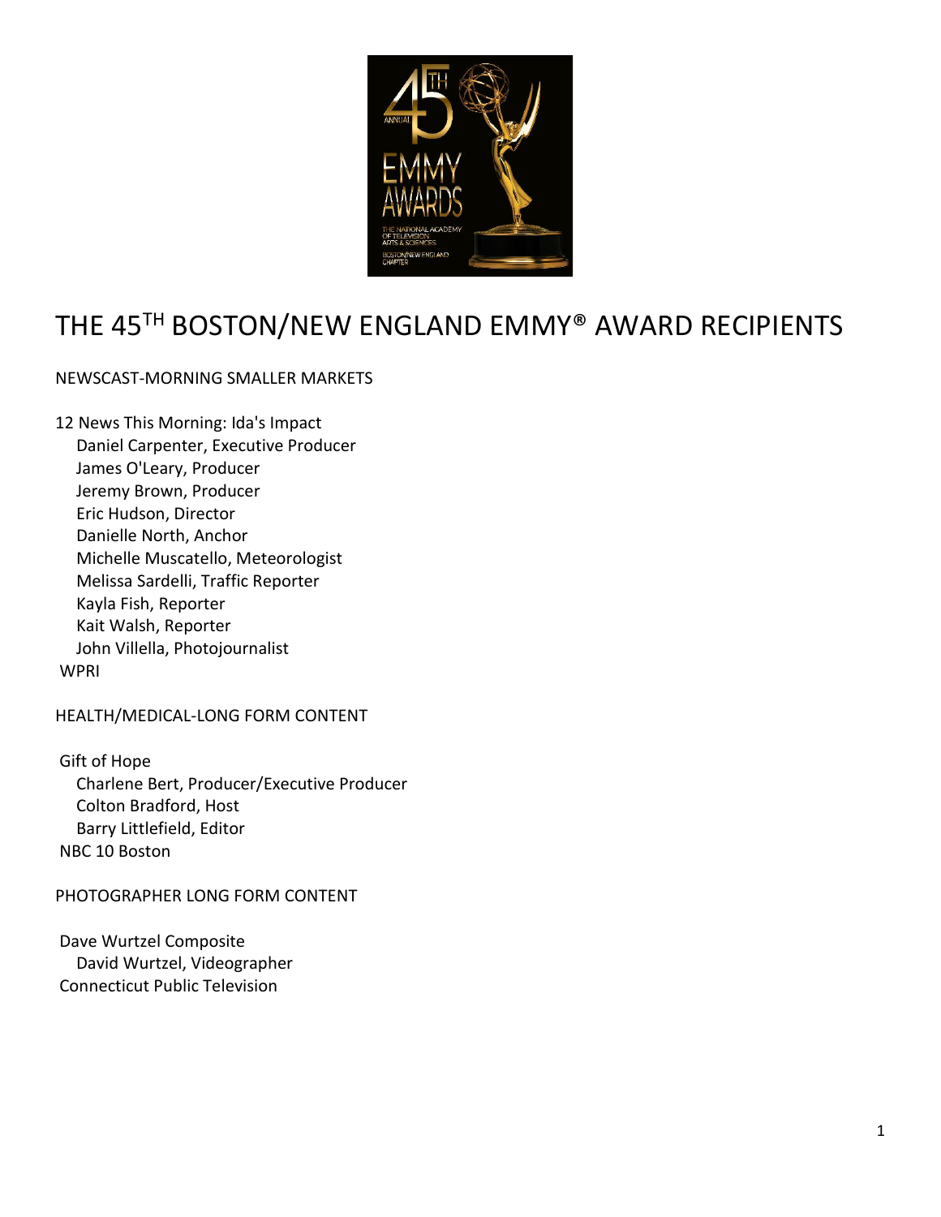# THE 45TH BOSTON/NEW ENGLAND EMMY® AWARD RECIPIENTS

NEWSCAST-MORNING SMALLER MARKETS

12 News This Morning: Ida's Impact
Daniel Carpenter, Executive Producer
James O'Leary, Producer
Jeremy Brown, Producer
Eric Hudson, Director
Danielle North, Anchor
Michelle Muscatello, Meteorologist
Melissa Sardelli, Traffic Reporter
Kayla Fish, Reporter
Kait Walsh, Reporter
John Villella, Photojournalist
WPRI

HEALTH/MEDICAL-LONG FORM CONTENT

Gift of Hope
Charlene Bert, Producer/Executive Producer
Colton Bradford, Host
Barry Littlefield, Editor
NBC 10 Boston

PHOTOGRAPHER LONG FORM CONTENT

Dave Wurtzel Composite
David Wurtzel, Videographer
Connecticut Public Television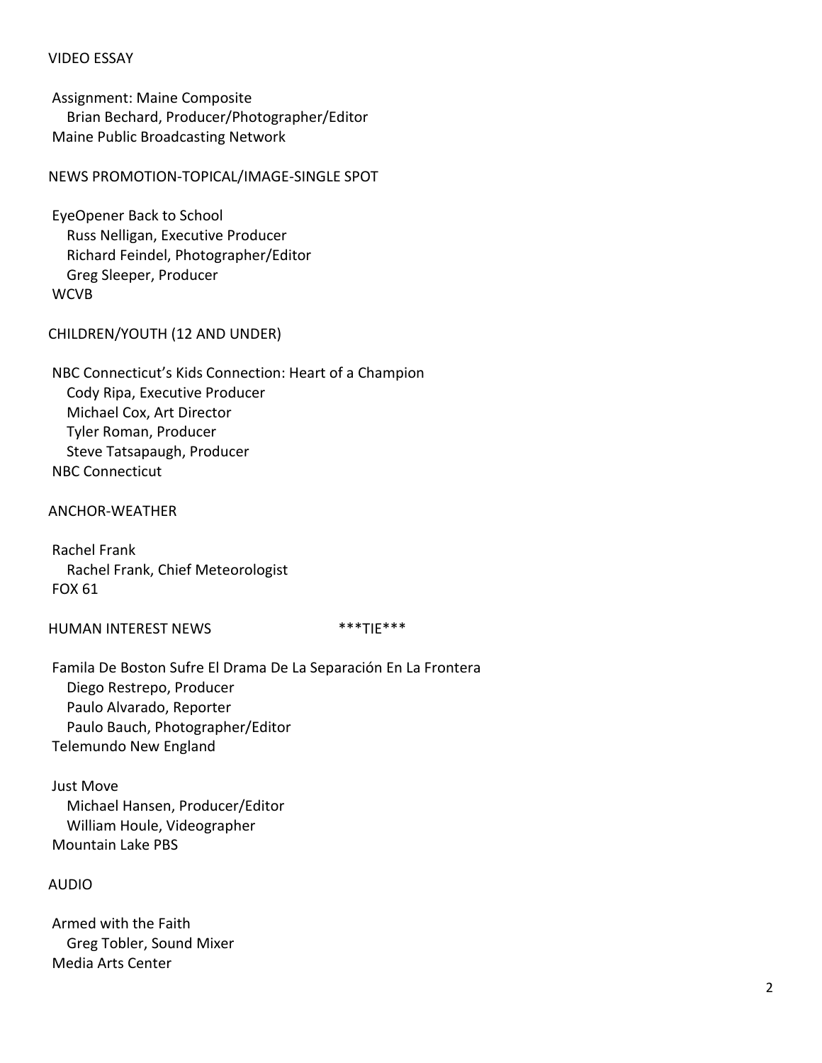## VIDEO ESSAY

Assignment: Maine Composite
Brian Bechard, Producer/Photographer/Editor
Maine Public Broadcasting Network

## NEWS PROMOTION-TOPICAL/IMAGE-SINGLE SPOT

EyeOpener Back to School
Russ Nelligan, Executive Producer
Richard Feindel, Photographer/Editor
Greg Sleeper, Producer
WCVB

## CHILDREN/YOUTH (12 AND UNDER)

NBC Connecticut's Kids Connection: Heart of a Champion
Cody Ripa, Executive Producer
Michael Cox, Art Director
Tyler Roman, Producer
Steve Tatsapaugh, Producer
NBC Connecticut

## ANCHOR-WEATHER

Rachel Frank
Rachel Frank, Chief Meteorologist
FOX 61

## HUMAN INTEREST NEWS ***TIE***

Famila De Boston Sufre El Drama De La Separación En La Frontera
Diego Restrepo, Producer
Paulo Alvarado, Reporter
Paulo Bauch, Photographer/Editor
Telemundo New England

Just Move
Michael Hansen, Producer/Editor
William Houle, Videographer
Mountain Lake PBS

## AUDIO

Armed with the Faith
Greg Tobler, Sound Mixer
Media Arts Center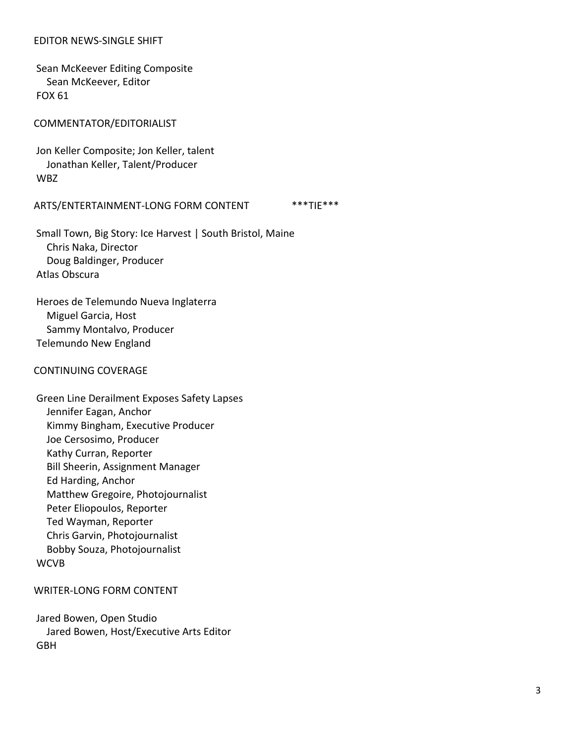## EDITOR NEWS-SINGLE SHIFT

Sean McKeever Editing Composite
Sean McKeever, Editor
FOX 61

## COMMENTATOR/EDITORIALIST

Jon Keller Composite; Jon Keller, talent
Jonathan Keller, Talent/Producer
WBZ

## ARTS/ENTERTAINMENT-LONG FORM CONTENT ***TIE***

Small Town, Big Story: Ice Harvest | South Bristol, Maine
Chris Naka, Director
Doug Baldinger, Producer
Atlas Obscura

Heroes de Telemundo Nueva Inglaterra
Miguel Garcia, Host
Sammy Montalvo, Producer
Telemundo New England

## CONTINUING COVERAGE

Green Line Derailment Exposes Safety Lapses
Jennifer Eagan, Anchor
Kimmy Bingham, Executive Producer
Joe Cersosimo, Producer
Kathy Curran, Reporter
Bill Sheerin, Assignment Manager
Ed Harding, Anchor
Matthew Gregoire, Photojournalist
Peter Eliopoulos, Reporter
Ted Wayman, Reporter
Chris Garvin, Photojournalist
Bobby Souza, Photojournalist
WCVB

## WRITER-LONG FORM CONTENT

Jared Bowen, Open Studio
Jared Bowen, Host/Executive Arts Editor
GBH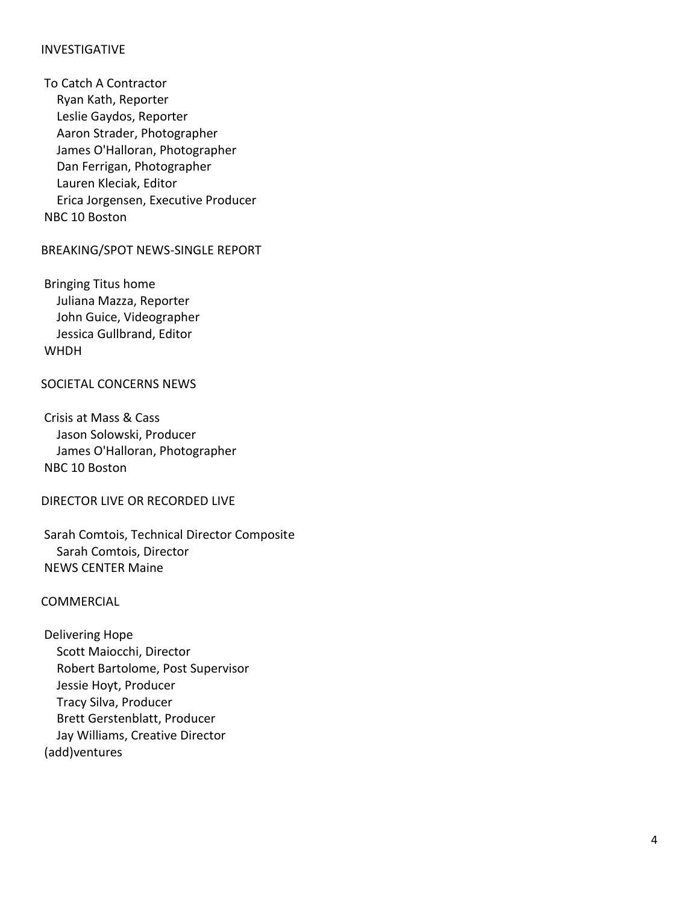## INVESTIGATIVE

To Catch A Contractor
- Ryan Kath, Reporter
- Leslie Gaydos, Reporter
- Aaron Strader, Photographer
- James O'Halloran, Photographer
- Dan Ferrigan, Photographer
- Lauren Kleciak, Editor
- Erica Jorgensen, Executive Producer

NBC 10 Boston

## BREAKING/SPOT NEWS-SINGLE REPORT

Bringing Titus home
- Juliana Mazza, Reporter
- John Guice, Videographer
- Jessica Gullbrand, Editor

WHDH

## SOCIETAL CONCERNS NEWS

Crisis at Mass & Cass
- Jason Solowski, Producer
- James O'Halloran, Photographer

NBC 10 Boston

## DIRECTOR LIVE OR RECORDED LIVE

Sarah Comtois, Technical Director Composite
- Sarah Comtois, Director

NEWS CENTER Maine

## COMMERCIAL

Delivering Hope
- Scott Maiocchi, Director
- Robert Bartolome, Post Supervisor
- Jessie Hoyt, Producer
- Tracy Silva, Producer
- Brett Gerstenblatt, Producer
- Jay Williams, Creative Director

(add)ventures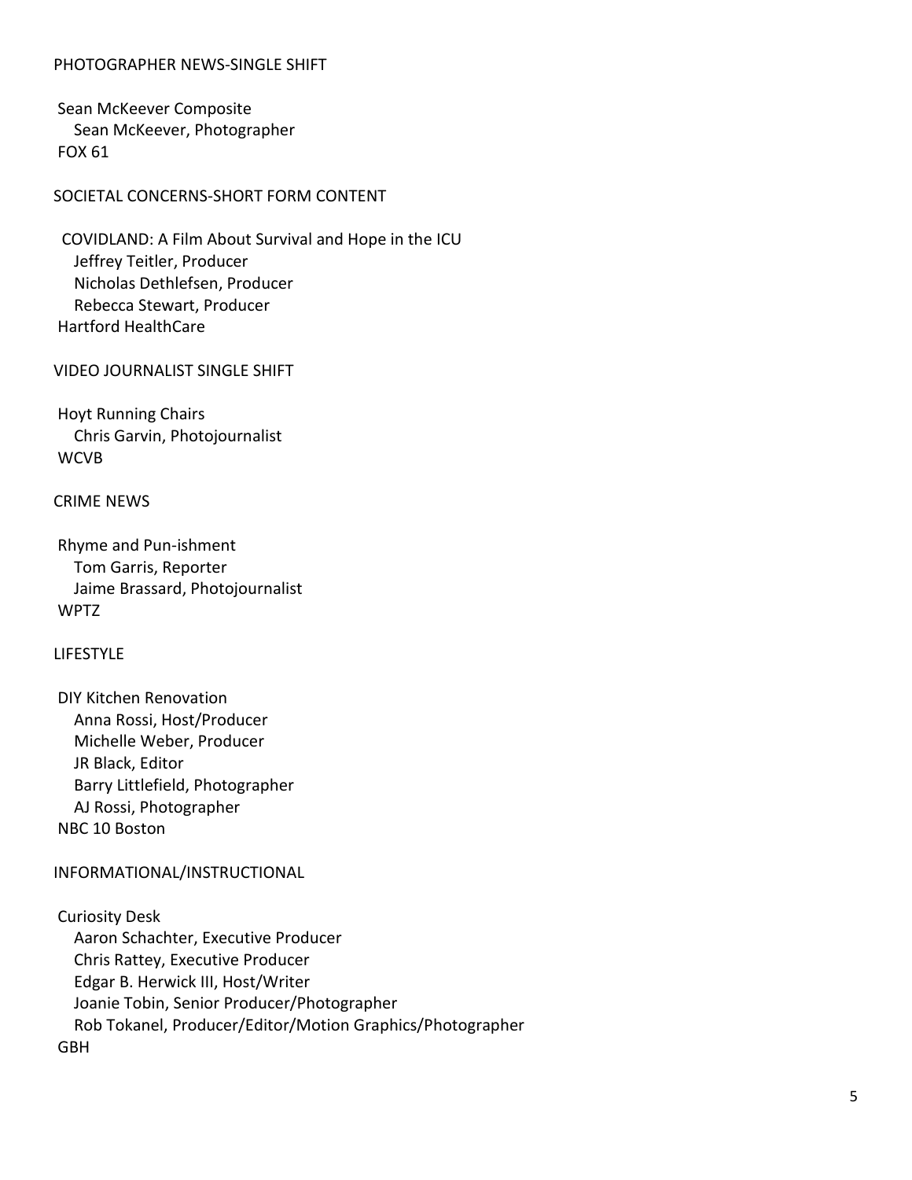## PHOTOGRAPHER NEWS-SINGLE SHIFT

Sean McKeever Composite
Sean McKeever, Photographer
FOX 61

## SOCIETAL CONCERNS-SHORT FORM CONTENT

COVIDLAND: A Film About Survival and Hope in the ICU
Jeffrey Teitler, Producer
Nicholas Dethlefsen, Producer
Rebecca Stewart, Producer
Hartford HealthCare

## VIDEO JOURNALIST SINGLE SHIFT

Hoyt Running Chairs
Chris Garvin, Photojournalist
WCVB

## CRIME NEWS

Rhyme and Pun-ishment
Tom Garris, Reporter
Jaime Brassard, Photojournalist
WPTZ

## LIFESTYLE

DIY Kitchen Renovation
Anna Rossi, Host/Producer
Michelle Weber, Producer
JR Black, Editor
Barry Littlefield, Photographer
AJ Rossi, Photographer
NBC 10 Boston

## INFORMATIONAL/INSTRUCTIONAL

Curiosity Desk
Aaron Schachter, Executive Producer
Chris Rattey, Executive Producer
Edgar B. Herwick III, Host/Writer
Joanie Tobin, Senior Producer/Photographer
Rob Tokanel, Producer/Editor/Motion Graphics/Photographer
GBH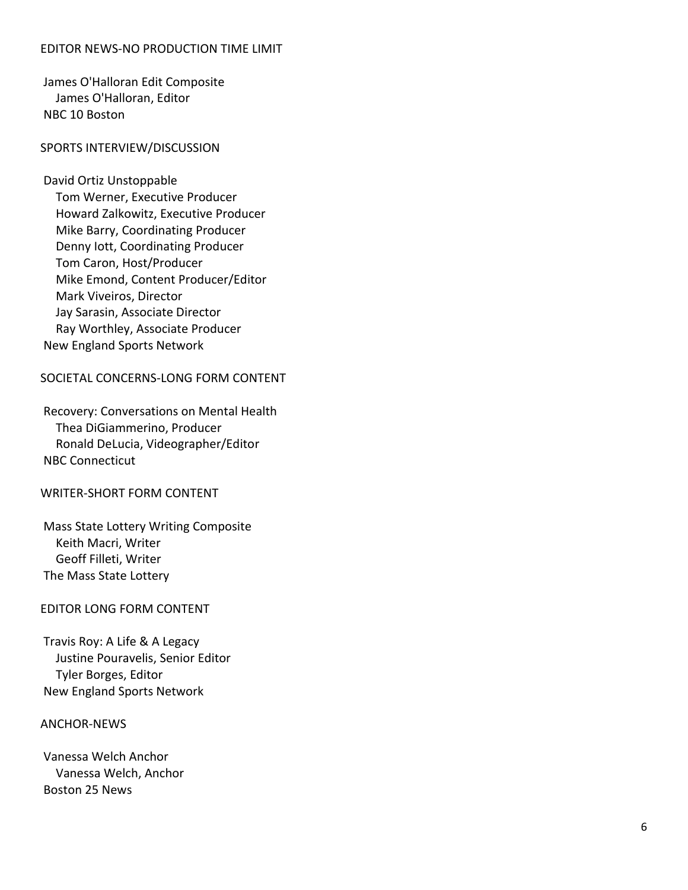## EDITOR NEWS-NO PRODUCTION TIME LIMIT

James O'Halloran Edit Composite
- James O'Halloran, Editor

NBC 10 Boston

## SPORTS INTERVIEW/DISCUSSION

David Ortiz Unstoppable
- Tom Werner, Executive Producer
- Howard Zalkowitz, Executive Producer
- Mike Barry, Coordinating Producer
- Denny Iott, Coordinating Producer
- Tom Caron, Host/Producer
- Mike Emond, Content Producer/Editor
- Mark Viveiros, Director
- Jay Sarasin, Associate Director
- Ray Worthley, Associate Producer

New England Sports Network

## SOCIETAL CONCERNS-LONG FORM CONTENT

Recovery: Conversations on Mental Health
- Thea DiGiammerino, Producer
- Ronald DeLucia, Videographer/Editor

NBC Connecticut

## WRITER-SHORT FORM CONTENT

Mass State Lottery Writing Composite
- Keith Macri, Writer
- Geoff Filleti, Writer

The Mass State Lottery

## EDITOR LONG FORM CONTENT

Travis Roy: A Life & A Legacy
- Justine Pouravelis, Senior Editor
- Tyler Borges, Editor

New England Sports Network

## ANCHOR-NEWS

Vanessa Welch Anchor
- Vanessa Welch, Anchor

Boston 25 News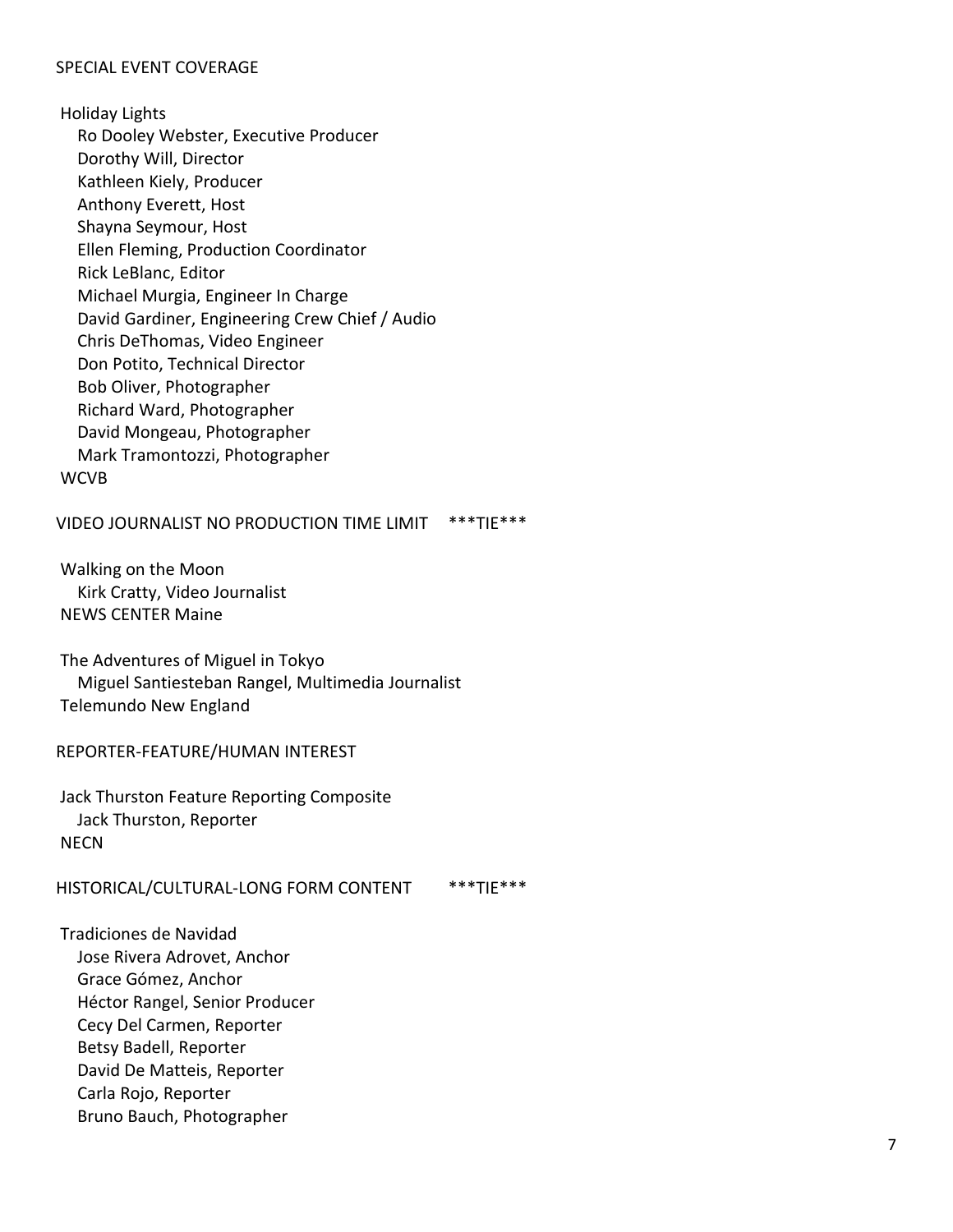## SPECIAL EVENT COVERAGE

Holiday Lights
Ro Dooley Webster, Executive Producer
Dorothy Will, Director
Kathleen Kiely, Producer
Anthony Everett, Host
Shayna Seymour, Host
Ellen Fleming, Production Coordinator
Rick LeBlanc, Editor
Michael Murgia, Engineer In Charge
David Gardiner, Engineering Crew Chief / Audio
Chris DeThomas, Video Engineer
Don Potito, Technical Director
Bob Oliver, Photographer
Richard Ward, Photographer
David Mongeau, Photographer
Mark Tramontozzi, Photographer
WCVB

## VIDEO JOURNALIST NO PRODUCTION TIME LIMIT ***TIE***

Walking on the Moon
Kirk Cratty, Video Journalist
NEWS CENTER Maine

The Adventures of Miguel in Tokyo
Miguel Santiesteban Rangel, Multimedia Journalist
Telemundo New England

## REPORTER-FEATURE/HUMAN INTEREST

Jack Thurston Feature Reporting Composite
Jack Thurston, Reporter
NECN

## HISTORICAL/CULTURAL-LONG FORM CONTENT ***TIE***

Tradiciones de Navidad
Jose Rivera Adrovet, Anchor
Grace Gómez, Anchor
Héctor Rangel, Senior Producer
Cecy Del Carmen, Reporter
Betsy Badell, Reporter
David De Matteis, Reporter
Carla Rojo, Reporter
Bruno Bauch, Photographer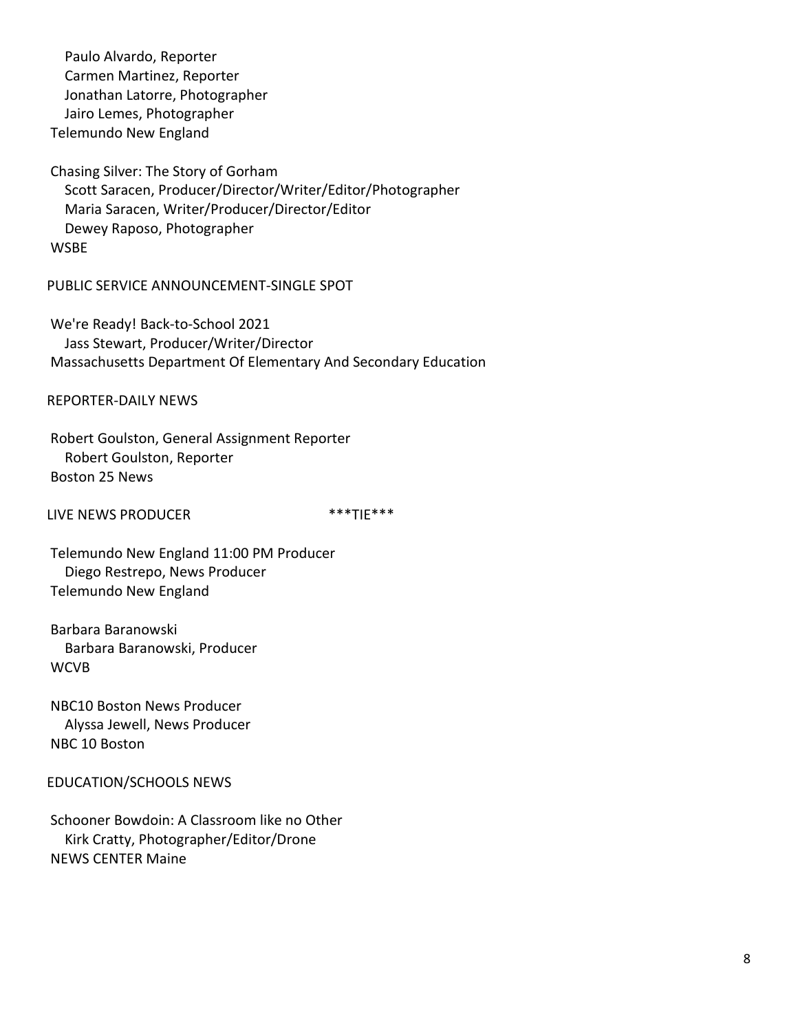Paulo Alvardo, Reporter
Carmen Martinez, Reporter
Jonathan Latorre, Photographer
Jairo Lemes, Photographer
Telemundo New England

Chasing Silver: The Story of Gorham
Scott Saracen, Producer/Director/Writer/Editor/Photographer
Maria Saracen, Writer/Producer/Director/Editor
Dewey Raposo, Photographer
WSBE

## PUBLIC SERVICE ANNOUNCEMENT-SINGLE SPOT

We're Ready! Back-to-School 2021
Jass Stewart, Producer/Writer/Director
Massachusetts Department Of Elementary And Secondary Education

## REPORTER-DAILY NEWS

Robert Goulston, General Assignment Reporter
Robert Goulston, Reporter
Boston 25 News

## LIVE NEWS PRODUCER ***TIE***

Telemundo New England 11:00 PM Producer
Diego Restrepo, News Producer
Telemundo New England

Barbara Baranowski
Barbara Baranowski, Producer
WCVB

NBC10 Boston News Producer
Alyssa Jewell, News Producer
NBC 10 Boston

## EDUCATION/SCHOOLS NEWS

Schooner Bowdoin: A Classroom like no Other
Kirk Cratty, Photographer/Editor/Drone
NEWS CENTER Maine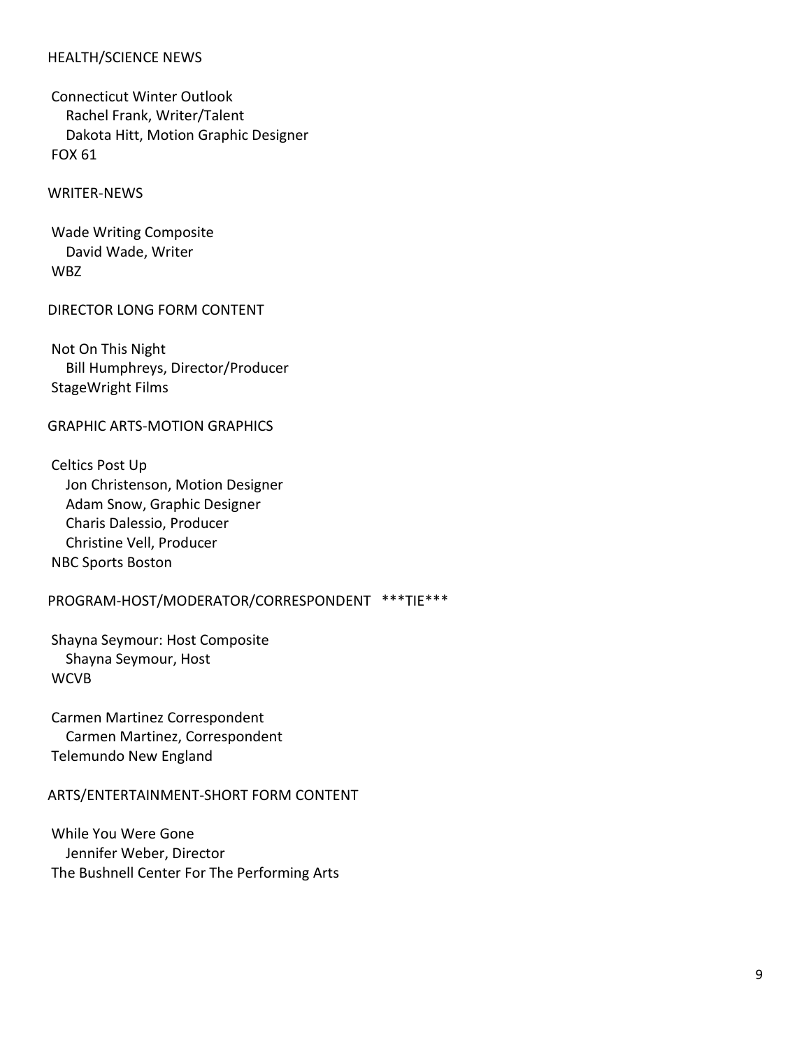## HEALTH/SCIENCE NEWS

Connecticut Winter Outlook
Rachel Frank, Writer/Talent
Dakota Hitt, Motion Graphic Designer
FOX 61

## WRITER-NEWS

Wade Writing Composite
David Wade, Writer
WBZ

## DIRECTOR LONG FORM CONTENT

Not On This Night
Bill Humphreys, Director/Producer
StageWright Films

## GRAPHIC ARTS-MOTION GRAPHICS

Celtics Post Up
Jon Christenson, Motion Designer
Adam Snow, Graphic Designer
Charis Dalessio, Producer
Christine Vell, Producer
NBC Sports Boston

## PROGRAM-HOST/MODERATOR/CORRESPONDENT ***TIE***

Shayna Seymour: Host Composite
Shayna Seymour, Host
WCVB

Carmen Martinez Correspondent
Carmen Martinez, Correspondent
Telemundo New England

## ARTS/ENTERTAINMENT-SHORT FORM CONTENT

While You Were Gone
Jennifer Weber, Director
The Bushnell Center For The Performing Arts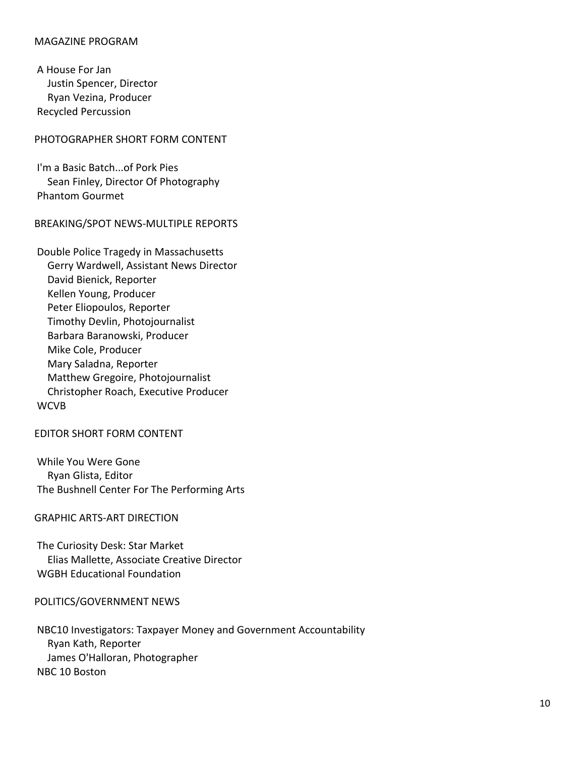## MAGAZINE PROGRAM

A House For Jan
Justin Spencer, Director
Ryan Vezina, Producer
Recycled Percussion

## PHOTOGRAPHER SHORT FORM CONTENT

I'm a Basic Batch...of Pork Pies
Sean Finley, Director Of Photography
Phantom Gourmet

## BREAKING/SPOT NEWS-MULTIPLE REPORTS

Double Police Tragedy in Massachusetts
Gerry Wardwell, Assistant News Director
David Bienick, Reporter
Kellen Young, Producer
Peter Eliopoulos, Reporter
Timothy Devlin, Photojournalist
Barbara Baranowski, Producer
Mike Cole, Producer
Mary Saladna, Reporter
Matthew Gregoire, Photojournalist
Christopher Roach, Executive Producer
WCVB

## EDITOR SHORT FORM CONTENT

While You Were Gone
Ryan Glista, Editor
The Bushnell Center For The Performing Arts

## GRAPHIC ARTS-ART DIRECTION

The Curiosity Desk: Star Market
Elias Mallette, Associate Creative Director
WGBH Educational Foundation

## POLITICS/GOVERNMENT NEWS

NBC10 Investigators: Taxpayer Money and Government Accountability
Ryan Kath, Reporter
James O'Halloran, Photographer
NBC 10 Boston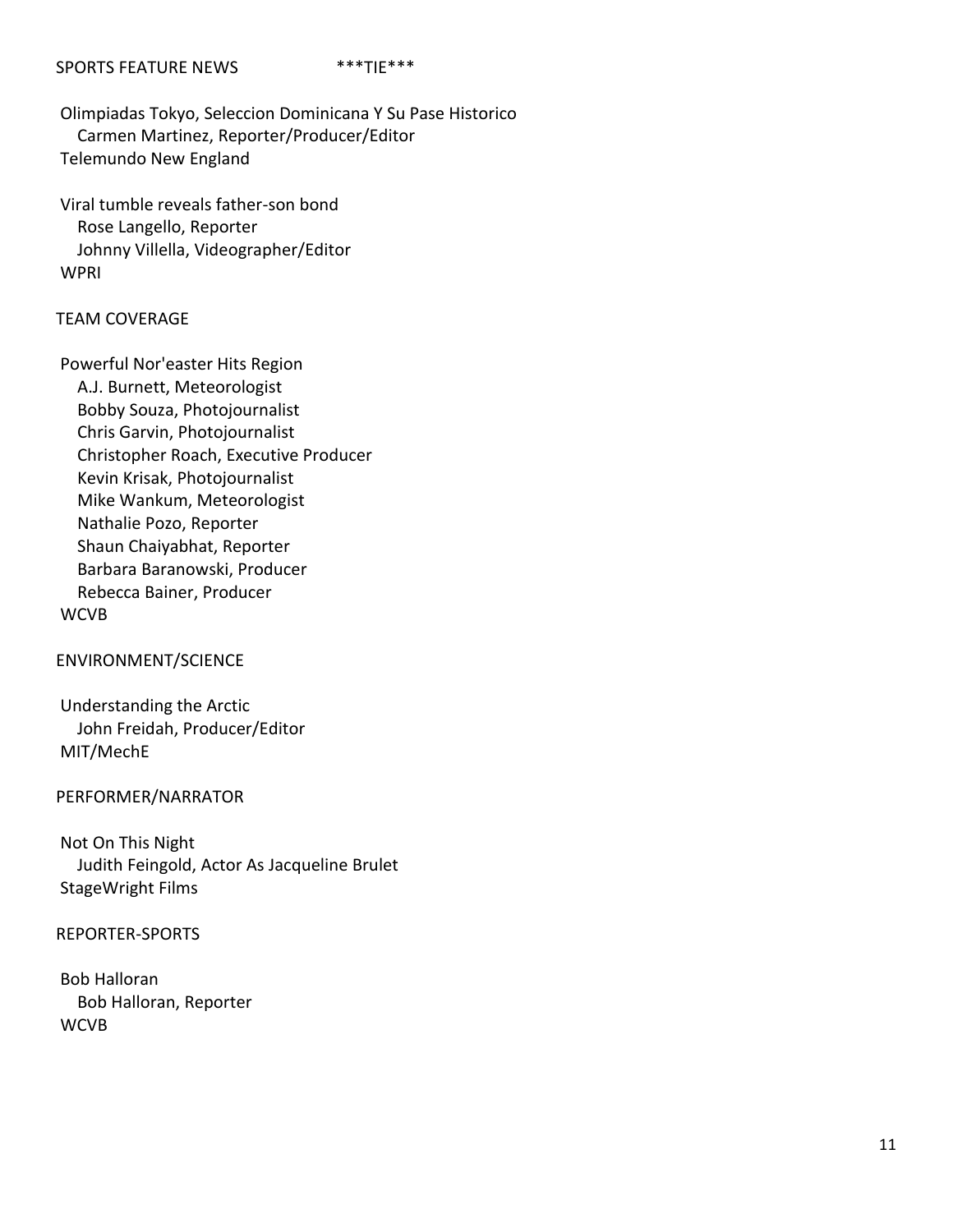## SPORTS FEATURE NEWS ***TIE***

Olimpiadas Tokyo, Seleccion Dominicana Y Su Pase Historico
Carmen Martinez, Reporter/Producer/Editor
Telemundo New England

Viral tumble reveals father-son bond
Rose Langello, Reporter
Johnny Villella, Videographer/Editor
WPRI

## TEAM COVERAGE

Powerful Nor'easter Hits Region
A.J. Burnett, Meteorologist
Bobby Souza, Photojournalist
Chris Garvin, Photojournalist
Christopher Roach, Executive Producer
Kevin Krisak, Photojournalist
Mike Wankum, Meteorologist
Nathalie Pozo, Reporter
Shaun Chaiyabhat, Reporter
Barbara Baranowski, Producer
Rebecca Bainer, Producer
WCVB

## ENVIRONMENT/SCIENCE

Understanding the Arctic
John Freidah, Producer/Editor
MIT/MechE

## PERFORMER/NARRATOR

Not On This Night
Judith Feingold, Actor As Jacqueline Brulet
StageWright Films

## REPORTER-SPORTS

Bob Halloran
Bob Halloran, Reporter
WCVB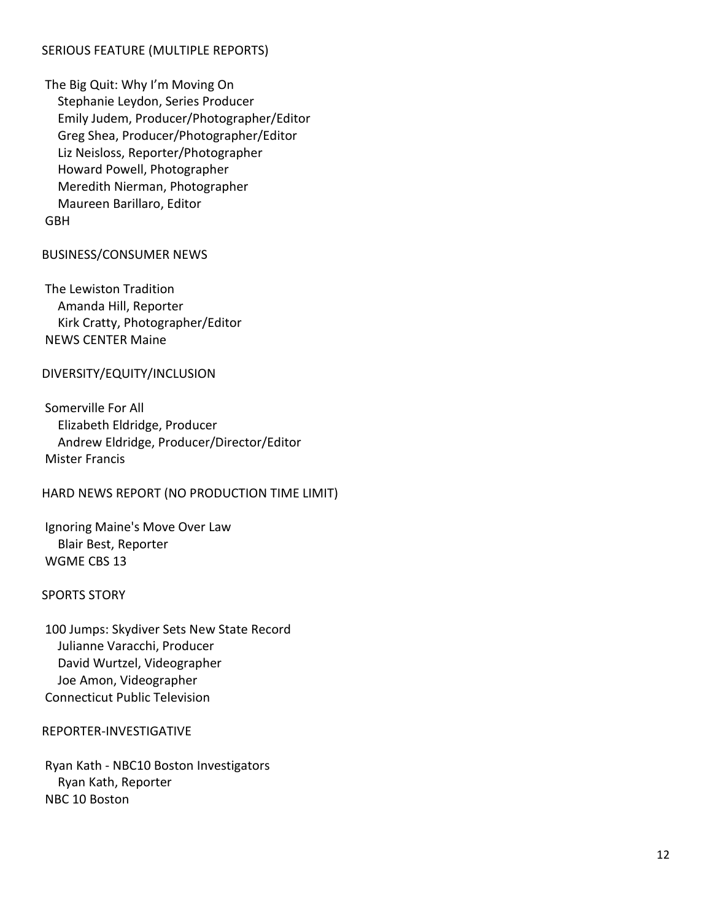## SERIOUS FEATURE (MULTIPLE REPORTS)

The Big Quit: Why I'm Moving On
Stephanie Leydon, Series Producer
Emily Judem, Producer/Photographer/Editor
Greg Shea, Producer/Photographer/Editor
Liz Neisloss, Reporter/Photographer
Howard Powell, Photographer
Meredith Nierman, Photographer
Maureen Barillaro, Editor
GBH

## BUSINESS/CONSUMER NEWS

The Lewiston Tradition
Amanda Hill, Reporter
Kirk Cratty, Photographer/Editor
NEWS CENTER Maine

## DIVERSITY/EQUITY/INCLUSION

Somerville For All
Elizabeth Eldridge, Producer
Andrew Eldridge, Producer/Director/Editor
Mister Francis

## HARD NEWS REPORT (NO PRODUCTION TIME LIMIT)

Ignoring Maine's Move Over Law
Blair Best, Reporter
WGME CBS 13

## SPORTS STORY

100 Jumps: Skydiver Sets New State Record
Julianne Varacchi, Producer
David Wurtzel, Videographer
Joe Amon, Videographer
Connecticut Public Television

## REPORTER-INVESTIGATIVE

Ryan Kath - NBC10 Boston Investigators
Ryan Kath, Reporter
NBC 10 Boston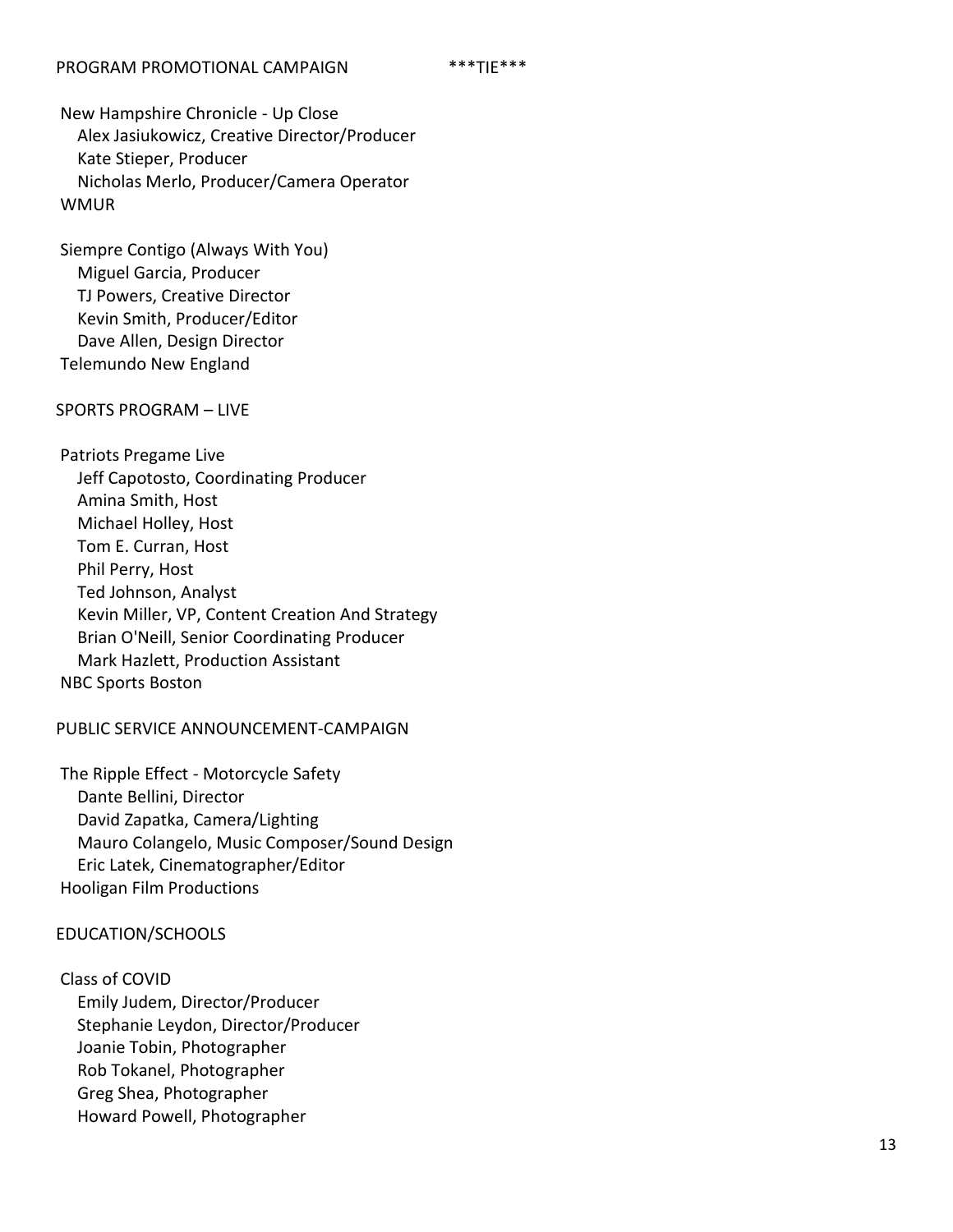## PROGRAM PROMOTIONAL CAMPAIGN ***TIE***

New Hampshire Chronicle - Up Close
- Alex Jasiukowicz, Creative Director/Producer
- Kate Stieper, Producer
- Nicholas Merlo, Producer/Camera Operator

WMUR

Siempre Contigo (Always With You)
- Miguel Garcia, Producer
- TJ Powers, Creative Director
- Kevin Smith, Producer/Editor
- Dave Allen, Design Director

Telemundo New England

## SPORTS PROGRAM – LIVE

Patriots Pregame Live
- Jeff Capotosto, Coordinating Producer
- Amina Smith, Host
- Michael Holley, Host
- Tom E. Curran, Host
- Phil Perry, Host
- Ted Johnson, Analyst
- Kevin Miller, VP, Content Creation And Strategy
- Brian O'Neill, Senior Coordinating Producer
- Mark Hazlett, Production Assistant

NBC Sports Boston

## PUBLIC SERVICE ANNOUNCEMENT-CAMPAIGN

The Ripple Effect - Motorcycle Safety
- Dante Bellini, Director
- David Zapatka, Camera/Lighting
- Mauro Colangelo, Music Composer/Sound Design
- Eric Latek, Cinematographer/Editor

Hooligan Film Productions

## EDUCATION/SCHOOLS

Class of COVID
- Emily Judem, Director/Producer
- Stephanie Leydon, Director/Producer
- Joanie Tobin, Photographer
- Rob Tokanel, Photographer
- Greg Shea, Photographer
- Howard Powell, Photographer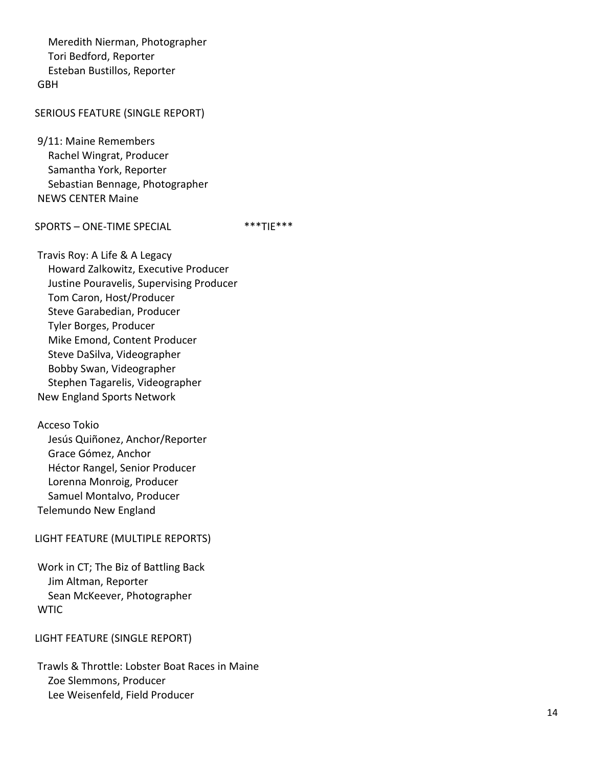Meredith Nierman, Photographer
Tori Bedford, Reporter
Esteban Bustillos, Reporter
GBH

## SERIOUS FEATURE (SINGLE REPORT)

9/11: Maine Remembers
Rachel Wingrat, Producer
Samantha York, Reporter
Sebastian Bennage, Photographer
NEWS CENTER Maine

## SPORTS – ONE-TIME SPECIAL ***TIE***

Travis Roy: A Life & A Legacy
Howard Zalkowitz, Executive Producer
Justine Pouravelis, Supervising Producer
Tom Caron, Host/Producer
Steve Garabedian, Producer
Tyler Borges, Producer
Mike Emond, Content Producer
Steve DaSilva, Videographer
Bobby Swan, Videographer
Stephen Tagarelis, Videographer
New England Sports Network

Acceso Tokio
Jesús Quiñonez, Anchor/Reporter
Grace Gómez, Anchor
Héctor Rangel, Senior Producer
Lorenna Monroig, Producer
Samuel Montalvo, Producer
Telemundo New England

## LIGHT FEATURE (MULTIPLE REPORTS)

Work in CT; The Biz of Battling Back
Jim Altman, Reporter
Sean McKeever, Photographer
WTIC

## LIGHT FEATURE (SINGLE REPORT)

Trawls & Throttle: Lobster Boat Races in Maine
Zoe Slemmons, Producer
Lee Weisenfeld, Field Producer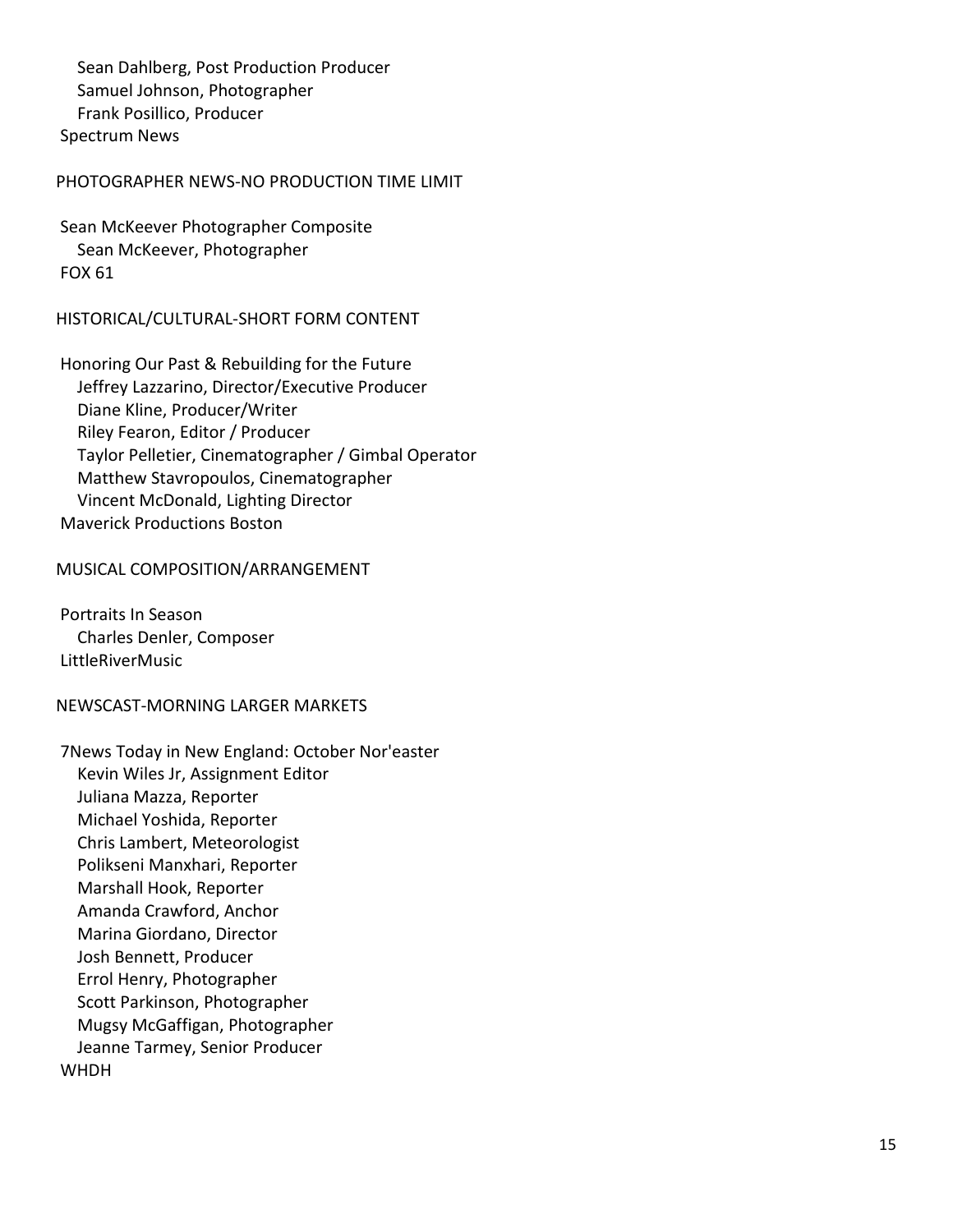Sean Dahlberg, Post Production Producer
Samuel Johnson, Photographer
Frank Posillico, Producer
Spectrum News

## PHOTOGRAPHER NEWS-NO PRODUCTION TIME LIMIT

Sean McKeever Photographer Composite
Sean McKeever, Photographer
FOX 61

## HISTORICAL/CULTURAL-SHORT FORM CONTENT

Honoring Our Past & Rebuilding for the Future
Jeffrey Lazzarino, Director/Executive Producer
Diane Kline, Producer/Writer
Riley Fearon, Editor / Producer
Taylor Pelletier, Cinematographer / Gimbal Operator
Matthew Stavropoulos, Cinematographer
Vincent McDonald, Lighting Director
Maverick Productions Boston

## MUSICAL COMPOSITION/ARRANGEMENT

Portraits In Season
Charles Denler, Composer
LittleRiverMusic

## NEWSCAST-MORNING LARGER MARKETS

7News Today in New England: October Nor'easter
Kevin Wiles Jr, Assignment Editor
Juliana Mazza, Reporter
Michael Yoshida, Reporter
Chris Lambert, Meteorologist
Polikseni Manxhari, Reporter
Marshall Hook, Reporter
Amanda Crawford, Anchor
Marina Giordano, Director
Josh Bennett, Producer
Errol Henry, Photographer
Scott Parkinson, Photographer
Mugsy McGaffigan, Photographer
Jeanne Tarmey, Senior Producer
WHDH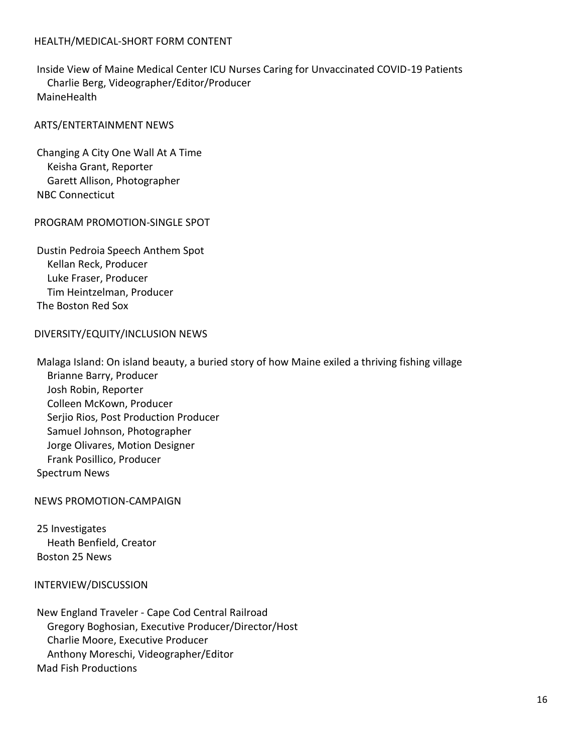## HEALTH/MEDICAL-SHORT FORM CONTENT

Inside View of Maine Medical Center ICU Nurses Caring for Unvaccinated COVID-19 Patients
Charlie Berg, Videographer/Editor/Producer
MaineHealth

## ARTS/ENTERTAINMENT NEWS

Changing A City One Wall At A Time
Keisha Grant, Reporter
Garett Allison, Photographer
NBC Connecticut

## PROGRAM PROMOTION-SINGLE SPOT

Dustin Pedroia Speech Anthem Spot
Kellan Reck, Producer
Luke Fraser, Producer
Tim Heintzelman, Producer
The Boston Red Sox

## DIVERSITY/EQUITY/INCLUSION NEWS

Malaga Island: On island beauty, a buried story of how Maine exiled a thriving fishing village
Brianne Barry, Producer
Josh Robin, Reporter
Colleen McKown, Producer
Serjio Rios, Post Production Producer
Samuel Johnson, Photographer
Jorge Olivares, Motion Designer
Frank Posillico, Producer
Spectrum News

## NEWS PROMOTION-CAMPAIGN

25 Investigates
Heath Benfield, Creator
Boston 25 News

## INTERVIEW/DISCUSSION

New England Traveler - Cape Cod Central Railroad
Gregory Boghosian, Executive Producer/Director/Host
Charlie Moore, Executive Producer
Anthony Moreschi, Videographer/Editor
Mad Fish Productions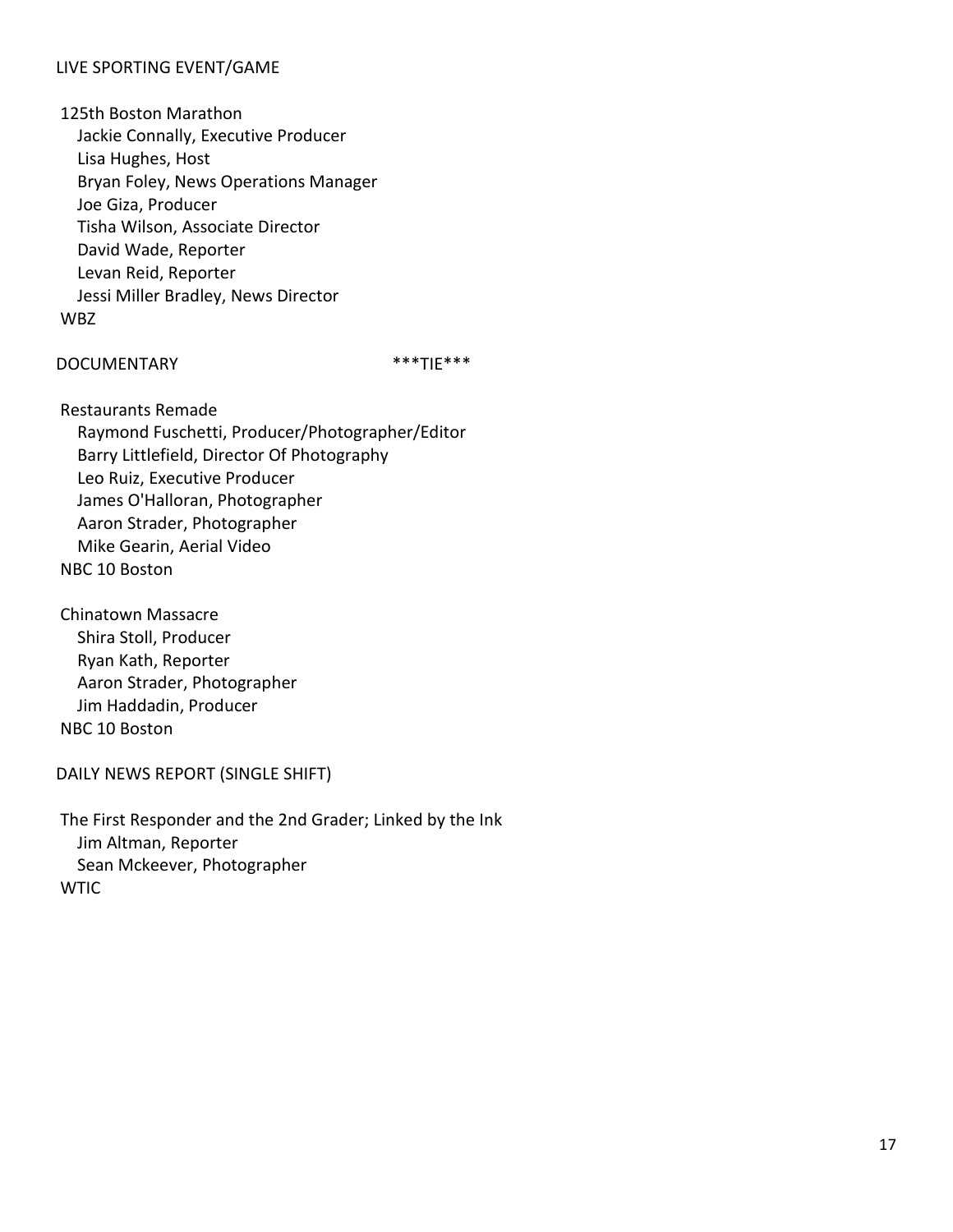## LIVE SPORTING EVENT/GAME

125th Boston Marathon
Jackie Connally, Executive Producer
Lisa Hughes, Host
Bryan Foley, News Operations Manager
Joe Giza, Producer
Tisha Wilson, Associate Director
David Wade, Reporter
Levan Reid, Reporter
Jessi Miller Bradley, News Director
WBZ

## DOCUMENTARY ***TIE***

Restaurants Remade
Raymond Fuschetti, Producer/Photographer/Editor
Barry Littlefield, Director Of Photography
Leo Ruiz, Executive Producer
James O'Halloran, Photographer
Aaron Strader, Photographer
Mike Gearin, Aerial Video
NBC 10 Boston

Chinatown Massacre
Shira Stoll, Producer
Ryan Kath, Reporter
Aaron Strader, Photographer
Jim Haddadin, Producer
NBC 10 Boston

## DAILY NEWS REPORT (SINGLE SHIFT)

The First Responder and the 2nd Grader; Linked by the Ink
Jim Altman, Reporter
Sean Mckeever, Photographer
WTIC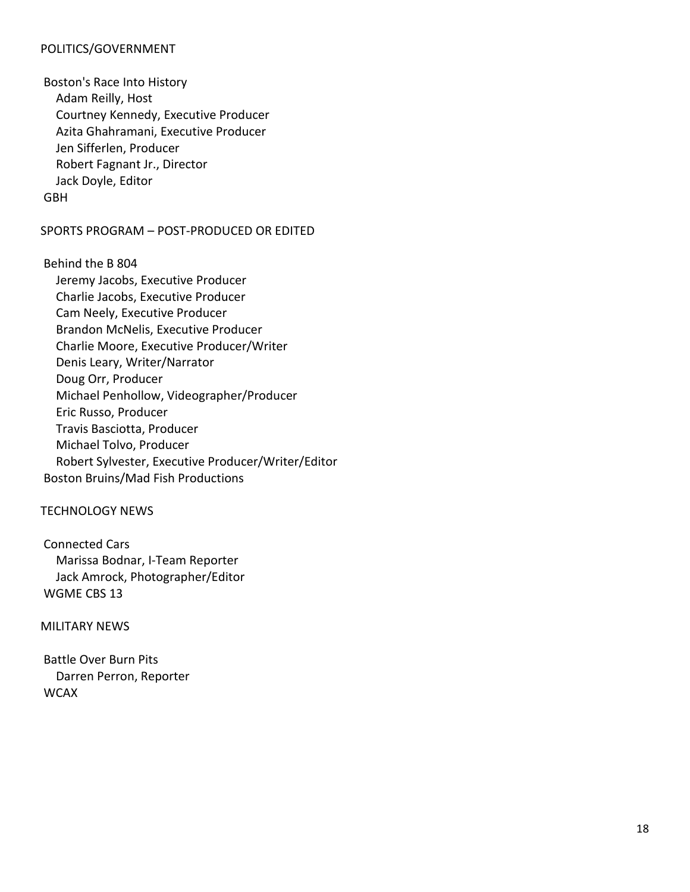## POLITICS/GOVERNMENT

Boston's Race Into History
- Adam Reilly, Host
- Courtney Kennedy, Executive Producer
- Azita Ghahramani, Executive Producer
- Jen Sifferlen, Producer
- Robert Fagnant Jr., Director
- Jack Doyle, Editor

GBH

## SPORTS PROGRAM – POST-PRODUCED OR EDITED

Behind the B 804
- Jeremy Jacobs, Executive Producer
- Charlie Jacobs, Executive Producer
- Cam Neely, Executive Producer
- Brandon McNelis, Executive Producer
- Charlie Moore, Executive Producer/Writer
- Denis Leary, Writer/Narrator
- Doug Orr, Producer
- Michael Penhollow, Videographer/Producer
- Eric Russo, Producer
- Travis Basciotta, Producer
- Michael Tolvo, Producer
- Robert Sylvester, Executive Producer/Writer/Editor

Boston Bruins/Mad Fish Productions

## TECHNOLOGY NEWS

Connected Cars
- Marissa Bodnar, I-Team Reporter
- Jack Amrock, Photographer/Editor

WGME CBS 13

## MILITARY NEWS

Battle Over Burn Pits
- Darren Perron, Reporter

WCAX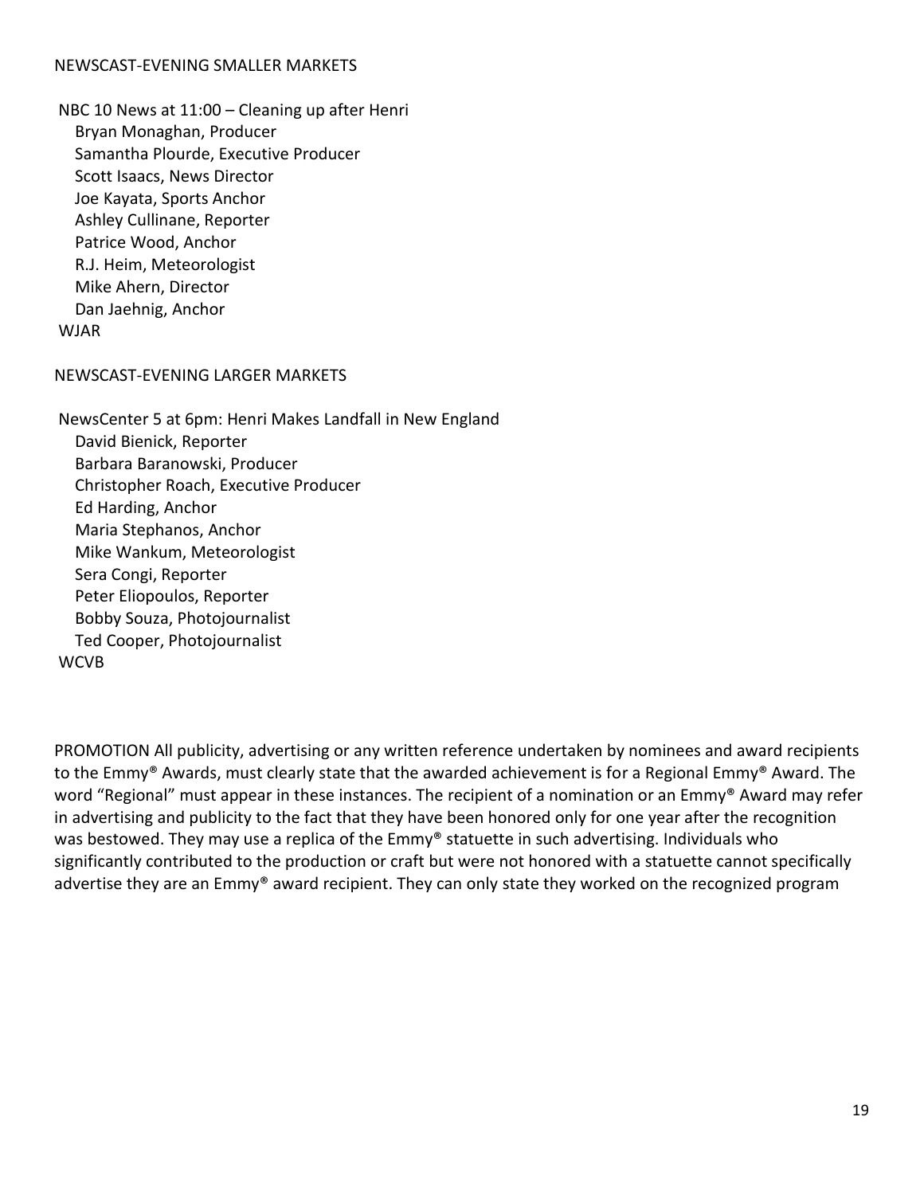NEWSCAST-EVENING SMALLER MARKETS

NBC 10 News at 11:00 – Cleaning up after Henri
Bryan Monaghan, Producer
Samantha Plourde, Executive Producer
Scott Isaacs, News Director
Joe Kayata, Sports Anchor
Ashley Cullinane, Reporter
Patrice Wood, Anchor
R.J. Heim, Meteorologist
Mike Ahern, Director
Dan Jaehnig, Anchor
WJAR

NEWSCAST-EVENING LARGER MARKETS

NewsCenter 5 at 6pm: Henri Makes Landfall in New England
David Bienick, Reporter
Barbara Baranowski, Producer
Christopher Roach, Executive Producer
Ed Harding, Anchor
Maria Stephanos, Anchor
Mike Wankum, Meteorologist
Sera Congi, Reporter
Peter Eliopoulos, Reporter
Bobby Souza, Photojournalist
Ted Cooper, Photojournalist
WCVB

PROMOTION All publicity, advertising or any written reference undertaken by nominees and award recipients to the Emmy® Awards, must clearly state that the awarded achievement is for a Regional Emmy® Award. The word "Regional" must appear in these instances. The recipient of a nomination or an Emmy® Award may refer in advertising and publicity to the fact that they have been honored only for one year after the recognition was bestowed. They may use a replica of the Emmy® statuette in such advertising. Individuals who significantly contributed to the production or craft but were not honored with a statuette cannot specifically advertise they are an Emmy® award recipient. They can only state they worked on the recognized program